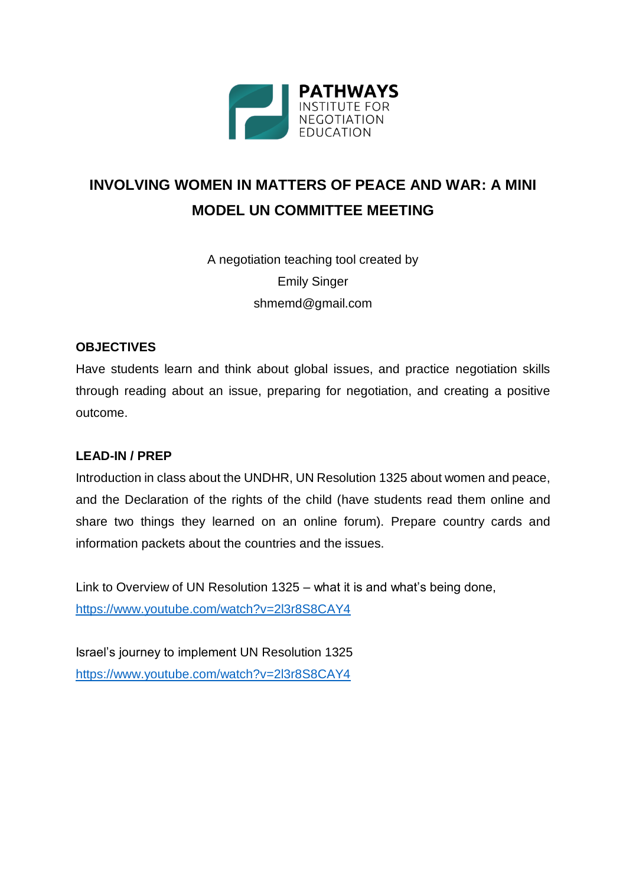PATHWAYS
INSTITUTE FOR
NEGOTIATION
EDUCATION

# INVOLVING WOMEN IN MATTERS OF PEACE AND WAR: A MINI MODEL UN COMMITTEE MEETING

A negotiation teaching tool created by
Emily Singer
shmemd@gmail.com

## OBJECTIVES

Have students learn and think about global issues, and practice negotiation skills through reading about an issue, preparing for negotiation, and creating a positive outcome.

## LEAD-IN / PREP

Introduction in class about the UNDHR, UN Resolution 1325 about women and peace, and the Declaration of the rights of the child (have students read them online and share two things they learned on an online forum). Prepare country cards and information packets about the countries and the issues.

Link to Overview of UN Resolution 1325 – what it is and what's being done,
https://www.youtube.com/watch?v=2l3r8S8CAY4

Israel's journey to implement UN Resolution 1325
https://www.youtube.com/watch?v=2l3r8S8CAY4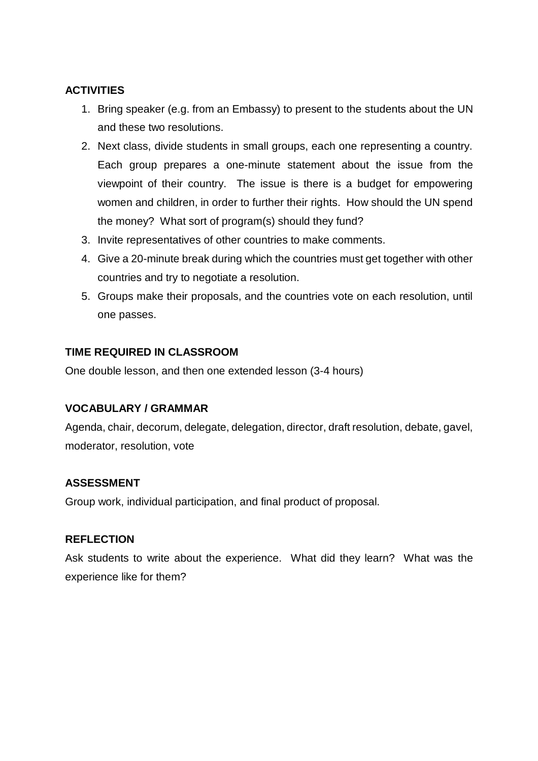**ACTIVITIES**

1. Bring speaker (e.g. from an Embassy) to present to the students about the UN and these two resolutions.
2. Next class, divide students in small groups, each one representing a country. Each group prepares a one-minute statement about the issue from the viewpoint of their country. The issue is there is a budget for empowering women and children, in order to further their rights. How should the UN spend the money? What sort of program(s) should they fund?
3. Invite representatives of other countries to make comments.
4. Give a 20-minute break during which the countries must get together with other countries and try to negotiate a resolution.
5. Groups make their proposals, and the countries vote on each resolution, until one passes.

**TIME REQUIRED IN CLASSROOM**

One double lesson, and then one extended lesson (3-4 hours)

**VOCABULARY / GRAMMAR**

Agenda, chair, decorum, delegate, delegation, director, draft resolution, debate, gavel, moderator, resolution, vote

**ASSESSMENT**

Group work, individual participation, and final product of proposal.

**REFLECTION**

Ask students to write about the experience. What did they learn? What was the experience like for them?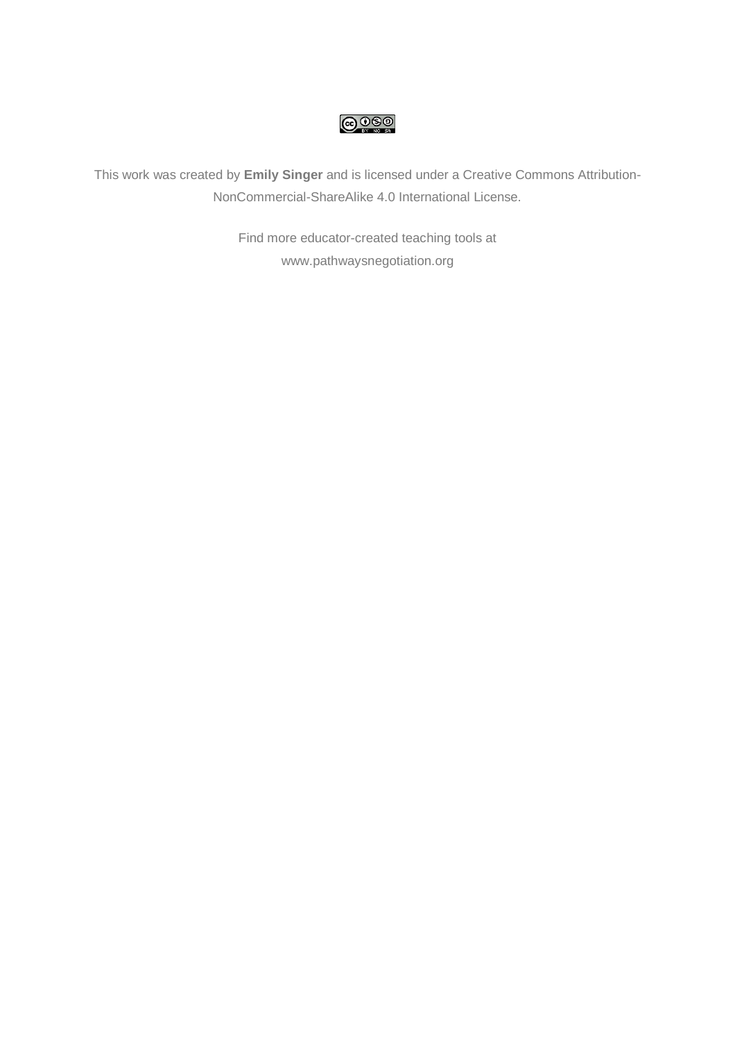This work was created by **Emily Singer** and is licensed under a Creative Commons Attribution-NonCommercial-ShareAlike 4.0 International License.

Find more educator-created teaching tools at www.pathwaysnegotiation.org